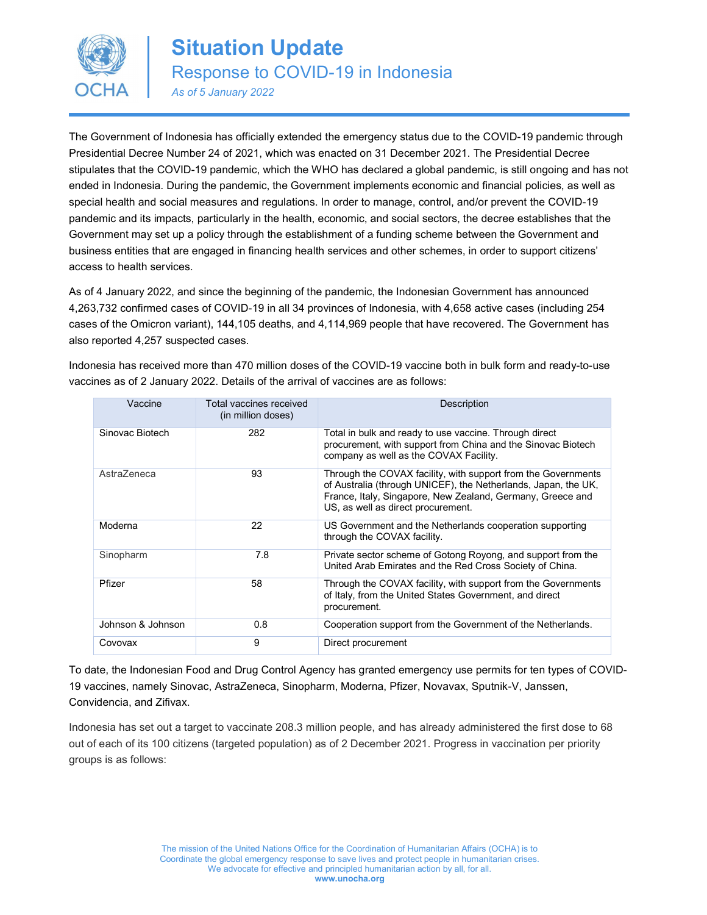# Situation Update

## Response to COVID-19 in Indonesia

*As of 5 January 2022*

The Government of Indonesia has officially extended the emergency status due to the COVID-19 pandemic through Presidential Decree Number 24 of 2021, which was enacted on 31 December 2021. The Presidential Decree stipulates that the COVID-19 pandemic, which the WHO has declared a global pandemic, is still ongoing and has not ended in Indonesia. During the pandemic, the Government implements economic and financial policies, as well as special health and social measures and regulations. In order to manage, control, and/or prevent the COVID-19 pandemic and its impacts, particularly in the health, economic, and social sectors, the decree establishes that the Government may set up a policy through the establishment of a funding scheme between the Government and business entities that are engaged in financing health services and other schemes, in order to support citizens' access to health services.

As of 4 January 2022, and since the beginning of the pandemic, the Indonesian Government has announced 4,263,732 confirmed cases of COVID-19 in all 34 provinces of Indonesia, with 4,658 active cases (including 254 cases of the Omicron variant), 144,105 deaths, and 4,114,969 people that have recovered. The Government has also reported 4,257 suspected cases.

Indonesia has received more than 470 million doses of the COVID-19 vaccine both in bulk form and ready-to-use vaccines as of 2 January 2022. Details of the arrival of vaccines are as follows:

| Vaccine | Total vaccines received (in million doses) | Description |
|---|---|---|
| Sinovac Biotech | 282 | Total in bulk and ready to use vaccine. Through direct procurement, with support from China and the Sinovac Biotech company as well as the COVAX Facility. |
| AstraZeneca | 93 | Through the COVAX facility, with support from the Governments of Australia (through UNICEF), the Netherlands, Japan, the UK, France, Italy, Singapore, New Zealand, Germany, Greece and US, as well as direct procurement. |
| Moderna | 22 | US Government and the Netherlands cooperation supporting through the COVAX facility. |
| Sinopharm | 7.8 | Private sector scheme of Gotong Royong, and support from the United Arab Emirates and the Red Cross Society of China. |
| Pfizer | 58 | Through the COVAX facility, with support from the Governments of Italy, from the United States Government, and direct procurement. |
| Johnson & Johnson | 0.8 | Cooperation support from the Government of the Netherlands. |
| Covovax | 9 | Direct procurement |

To date, the Indonesian Food and Drug Control Agency has granted emergency use permits for ten types of COVID-19 vaccines, namely Sinovac, AstraZeneca, Sinopharm, Moderna, Pfizer, Novavax, Sputnik-V, Janssen, Convidencia, and Zifivax.

Indonesia has set out a target to vaccinate 208.3 million people, and has already administered the first dose to 68 out of each of its 100 citizens (targeted population) as of 2 December 2021. Progress in vaccination per priority groups is as follows: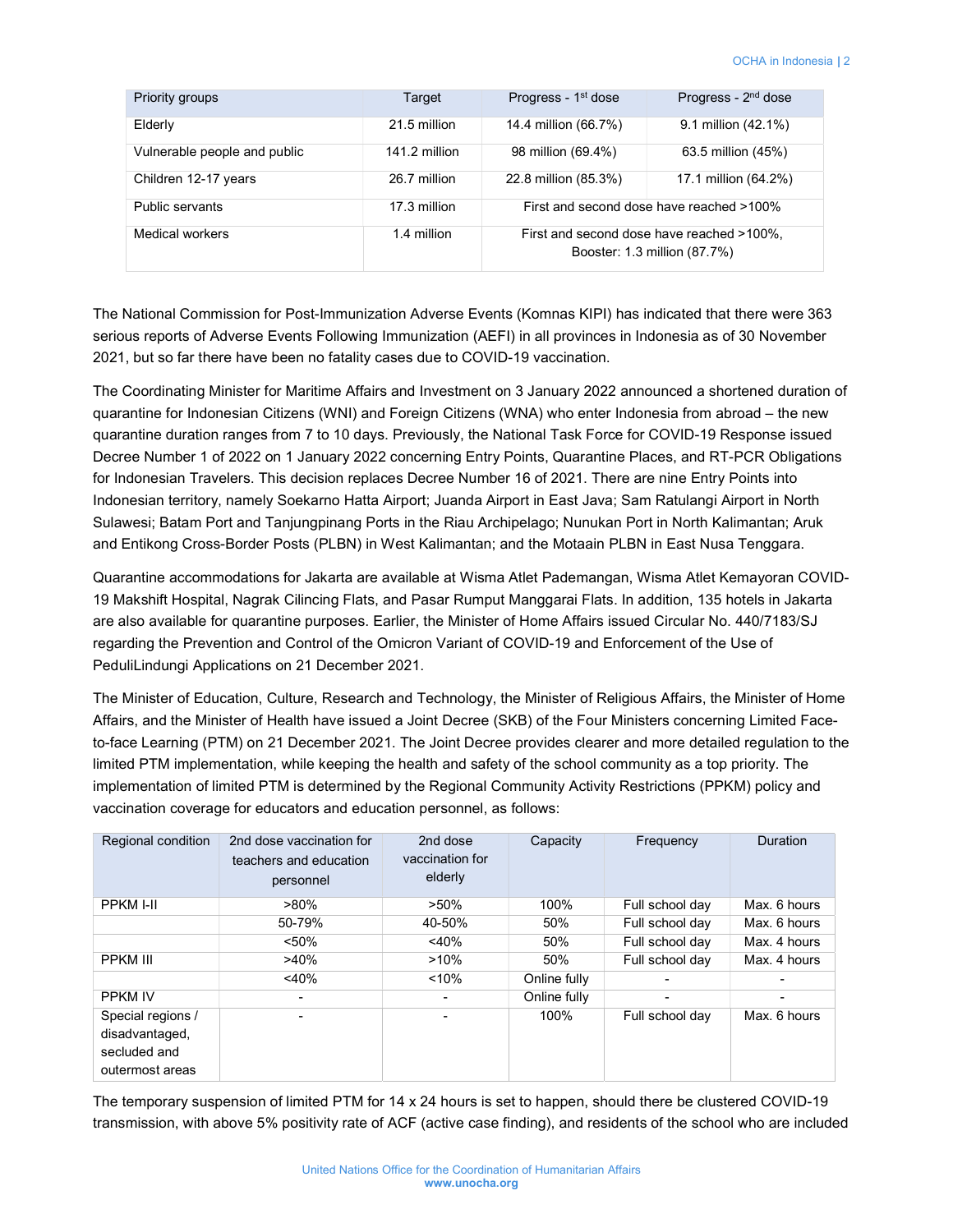| Priority groups | Target | Progress - 1st dose | Progress - 2nd dose |
|---|---|---|---|
| Elderly | 21.5 million | 14.4 million (66.7%) | 9.1 million (42.1%) |
| Vulnerable people and public | 141.2 million | 98 million (69.4%) | 63.5 million (45%) |
| Children 12-17 years | 26.7 million | 22.8 million (85.3%) | 17.1 million (64.2%) |
| Public servants | 17.3 million | First and second dose have reached >100% | |
| Medical workers | 1.4 million | First and second dose have reached >100%, Booster: 1.3 million (87.7%) | |

The National Commission for Post-Immunization Adverse Events (Komnas KIPI) has indicated that there were 363 serious reports of Adverse Events Following Immunization (AEFI) in all provinces in Indonesia as of 30 November 2021, but so far there have been no fatality cases due to COVID-19 vaccination.

The Coordinating Minister for Maritime Affairs and Investment on 3 January 2022 announced a shortened duration of quarantine for Indonesian Citizens (WNI) and Foreign Citizens (WNA) who enter Indonesia from abroad – the new quarantine duration ranges from 7 to 10 days. Previously, the National Task Force for COVID-19 Response issued Decree Number 1 of 2022 on 1 January 2022 concerning Entry Points, Quarantine Places, and RT-PCR Obligations for Indonesian Travelers. This decision replaces Decree Number 16 of 2021. There are nine Entry Points into Indonesian territory, namely Soekarno Hatta Airport; Juanda Airport in East Java; Sam Ratulangi Airport in North Sulawesi; Batam Port and Tanjungpinang Ports in the Riau Archipelago; Nunukan Port in North Kalimantan; Aruk and Entikong Cross-Border Posts (PLBN) in West Kalimantan; and the Motaain PLBN in East Nusa Tenggara.

Quarantine accommodations for Jakarta are available at Wisma Atlet Pademangan, Wisma Atlet Kemayoran COVID-19 Makshift Hospital, Nagrak Cilincing Flats, and Pasar Rumput Manggarai Flats. In addition, 135 hotels in Jakarta are also available for quarantine purposes. Earlier, the Minister of Home Affairs issued Circular No. 440/7183/SJ regarding the Prevention and Control of the Omicron Variant of COVID-19 and Enforcement of the Use of PeduliLindungi Applications on 21 December 2021.

The Minister of Education, Culture, Research and Technology, the Minister of Religious Affairs, the Minister of Home Affairs, and the Minister of Health have issued a Joint Decree (SKB) of the Four Ministers concerning Limited Face-to-face Learning (PTM) on 21 December 2021. The Joint Decree provides clearer and more detailed regulation to the limited PTM implementation, while keeping the health and safety of the school community as a top priority. The implementation of limited PTM is determined by the Regional Community Activity Restrictions (PPKM) policy and vaccination coverage for educators and education personnel, as follows:

| Regional condition | 2nd dose vaccination for teachers and education personnel | 2nd dose vaccination for elderly | Capacity | Frequency | Duration |
|---|---|---|---|---|---|
| PPKM I-II | >80% | >50% | 100% | Full school day | Max. 6 hours |
| | 50-79% | 40-50% | 50% | Full school day | Max. 6 hours |
| | <50% | <40% | 50% | Full school day | Max. 4 hours |
| PPKM III | >40% | >10% | 50% | Full school day | Max. 4 hours |
| | <40% | <10% | Online fully | - | - |
| PPKM IV | - | - | Online fully | - | - |
| Special regions / disadvantaged, secluded and outermost areas | - | - | 100% | Full school day | Max. 6 hours |

The temporary suspension of limited PTM for 14 x 24 hours is set to happen, should there be clustered COVID-19 transmission, with above 5% positivity rate of ACF (active case finding), and residents of the school who are included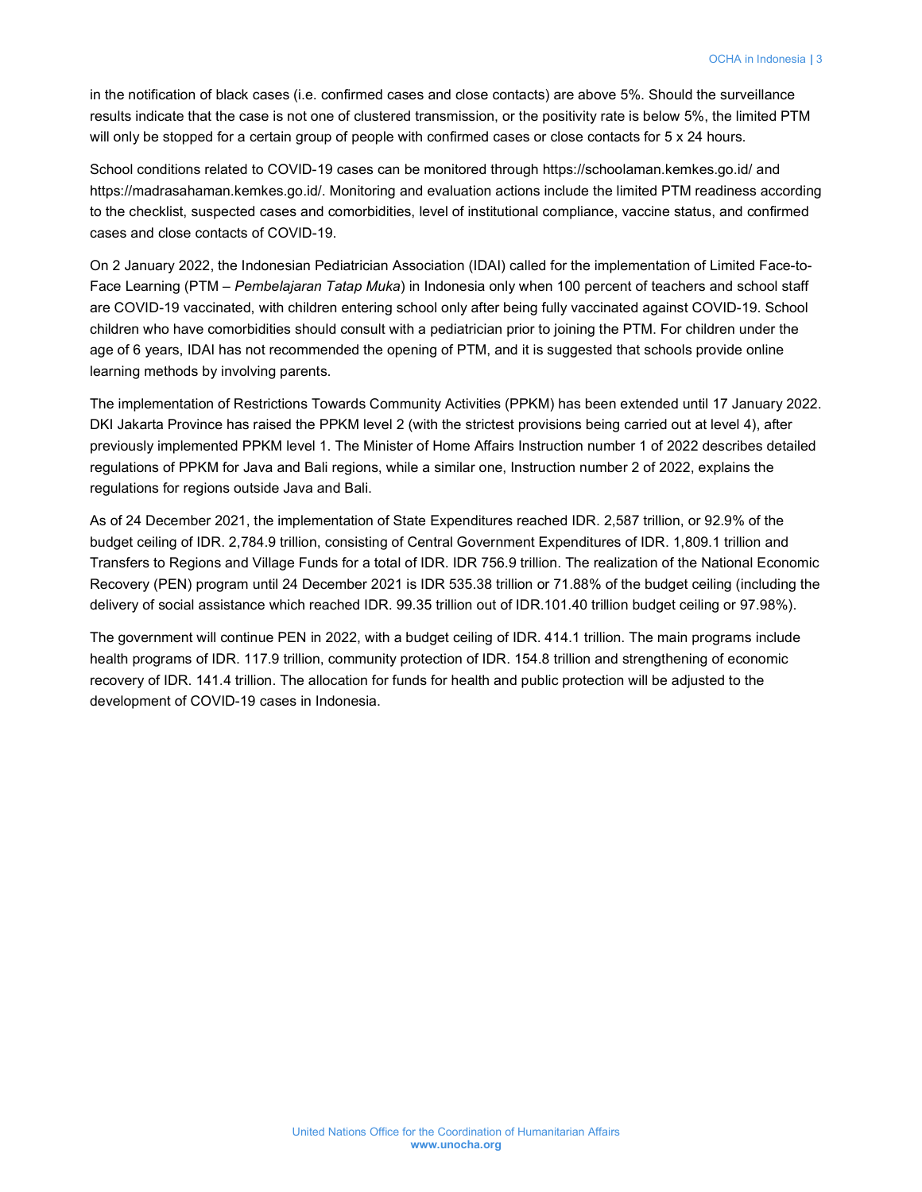in the notification of black cases (i.e. confirmed cases and close contacts) are above 5%. Should the surveillance results indicate that the case is not one of clustered transmission, or the positivity rate is below 5%, the limited PTM will only be stopped for a certain group of people with confirmed cases or close contacts for 5 x 24 hours.

School conditions related to COVID-19 cases can be monitored through https://schoolaman.kemkes.go.id/ and https://madrasahaman.kemkes.go.id/. Monitoring and evaluation actions include the limited PTM readiness according to the checklist, suspected cases and comorbidities, level of institutional compliance, vaccine status, and confirmed cases and close contacts of COVID-19.

On 2 January 2022, the Indonesian Pediatrician Association (IDAI) called for the implementation of Limited Face-to-Face Learning (PTM – *Pembelajaran Tatap Muka*) in Indonesia only when 100 percent of teachers and school staff are COVID-19 vaccinated, with children entering school only after being fully vaccinated against COVID-19. School children who have comorbidities should consult with a pediatrician prior to joining the PTM. For children under the age of 6 years, IDAI has not recommended the opening of PTM, and it is suggested that schools provide online learning methods by involving parents.

The implementation of Restrictions Towards Community Activities (PPKM) has been extended until 17 January 2022. DKI Jakarta Province has raised the PPKM level 2 (with the strictest provisions being carried out at level 4), after previously implemented PPKM level 1. The Minister of Home Affairs Instruction number 1 of 2022 describes detailed regulations of PPKM for Java and Bali regions, while a similar one, Instruction number 2 of 2022, explains the regulations for regions outside Java and Bali.

As of 24 December 2021, the implementation of State Expenditures reached IDR. 2,587 trillion, or 92.9% of the budget ceiling of IDR. 2,784.9 trillion, consisting of Central Government Expenditures of IDR. 1,809.1 trillion and Transfers to Regions and Village Funds for a total of IDR. IDR 756.9 trillion. The realization of the National Economic Recovery (PEN) program until 24 December 2021 is IDR 535.38 trillion or 71.88% of the budget ceiling (including the delivery of social assistance which reached IDR. 99.35 trillion out of IDR.101.40 trillion budget ceiling or 97.98%).

The government will continue PEN in 2022, with a budget ceiling of IDR. 414.1 trillion. The main programs include health programs of IDR. 117.9 trillion, community protection of IDR. 154.8 trillion and strengthening of economic recovery of IDR. 141.4 trillion. The allocation for funds for health and public protection will be adjusted to the development of COVID-19 cases in Indonesia.